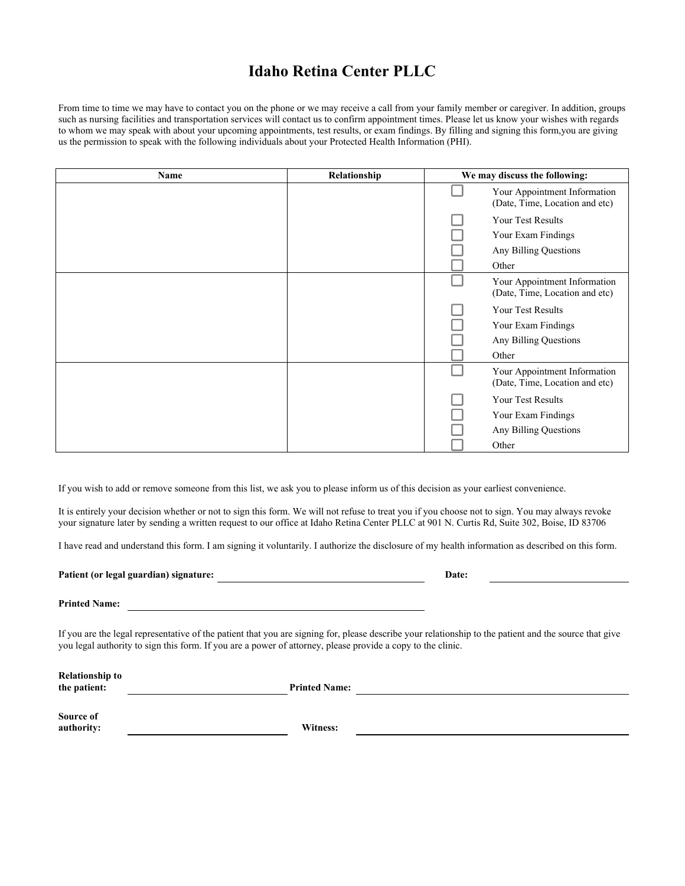# Idaho Retina Center PLLC

From time to time we may have to contact you on the phone or we may receive a call from your family member or caregiver. In addition, groups such as nursing facilities and transportation services will contact us to confirm appointment times. Please let us know your wishes with regards to whom we may speak with about your upcoming appointments, test results, or exam findings. By filling and signing this form,you are giving us the permission to speak with the following individuals about your Protected Health Information (PHI).

| Name | Relationship | We may discuss the following: |
|---|---|---|
| | | ☐ Your Appointment Information (Date, Time, Location and etc)<br>☐ Your Test Results<br>☐ Your Exam Findings<br>☐ Any Billing Questions<br>☐ Other |
| | | ☐ Your Appointment Information (Date, Time, Location and etc)<br>☐ Your Test Results<br>☐ Your Exam Findings<br>☐ Any Billing Questions<br>☐ Other |
| | | ☐ Your Appointment Information (Date, Time, Location and etc)<br>☐ Your Test Results<br>☐ Your Exam Findings<br>☐ Any Billing Questions<br>☐ Other |

If you wish to add or remove someone from this list, we ask you to please inform us of this decision as your earliest convenience.

It is entirely your decision whether or not to sign this form. We will not refuse to treat you if you choose not to sign. You may always revoke your signature later by sending a written request to our office at Idaho Retina Center PLLC at 901 N. Curtis Rd, Suite 302, Boise, ID 83706

I have read and understand this form. I am signing it voluntarily. I authorize the disclosure of my health information as described on this form.

**Patient (or legal guardian) signature:** ______________________________ **Date:** ____________________

**Printed Name:** ______________________________

If you are the legal representative of the patient that you are signing for, please describe your relationship to the patient and the source that give you legal authority to sign this form. If you are a power of attorney, please provide a copy to the clinic.

**Relationship to the patient:** ____________________ **Printed Name:** ______________________________

**Source of authority:** ____________________ **Witness:** ______________________________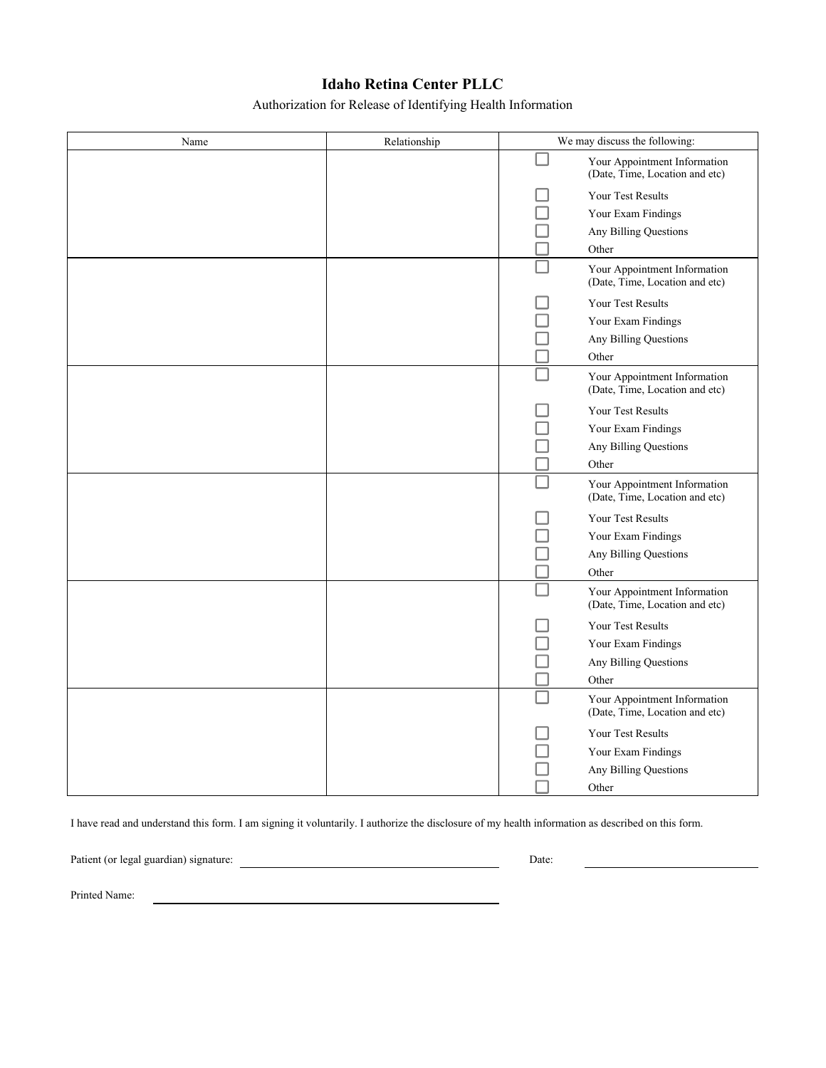**Idaho Retina Center PLLC**

Authorization for Release of Identifying Health Information

| Name | Relationship | We may discuss the following: |
|---|---|---|
| | | ☐ Your Appointment Information (Date, Time, Location and etc)<br>☐ Your Test Results<br>☐ Your Exam Findings<br>☐ Any Billing Questions<br>☐ Other |
| | | ☐ Your Appointment Information (Date, Time, Location and etc)<br>☐ Your Test Results<br>☐ Your Exam Findings<br>☐ Any Billing Questions<br>☐ Other |
| | | ☐ Your Appointment Information (Date, Time, Location and etc)<br>☐ Your Test Results<br>☐ Your Exam Findings<br>☐ Any Billing Questions<br>☐ Other |
| | | ☐ Your Appointment Information (Date, Time, Location and etc)<br>☐ Your Test Results<br>☐ Your Exam Findings<br>☐ Any Billing Questions<br>☐ Other |
| | | ☐ Your Appointment Information (Date, Time, Location and etc)<br>☐ Your Test Results<br>☐ Your Exam Findings<br>☐ Any Billing Questions<br>☐ Other |
| | | ☐ Your Appointment Information (Date, Time, Location and etc)<br>☐ Your Test Results<br>☐ Your Exam Findings<br>☐ Any Billing Questions<br>☐ Other |

I have read and understand this form. I am signing it voluntarily. I authorize the disclosure of my health information as described on this form.

Patient (or legal guardian) signature: ______________________________ Date: ____________________

Printed Name: ______________________________